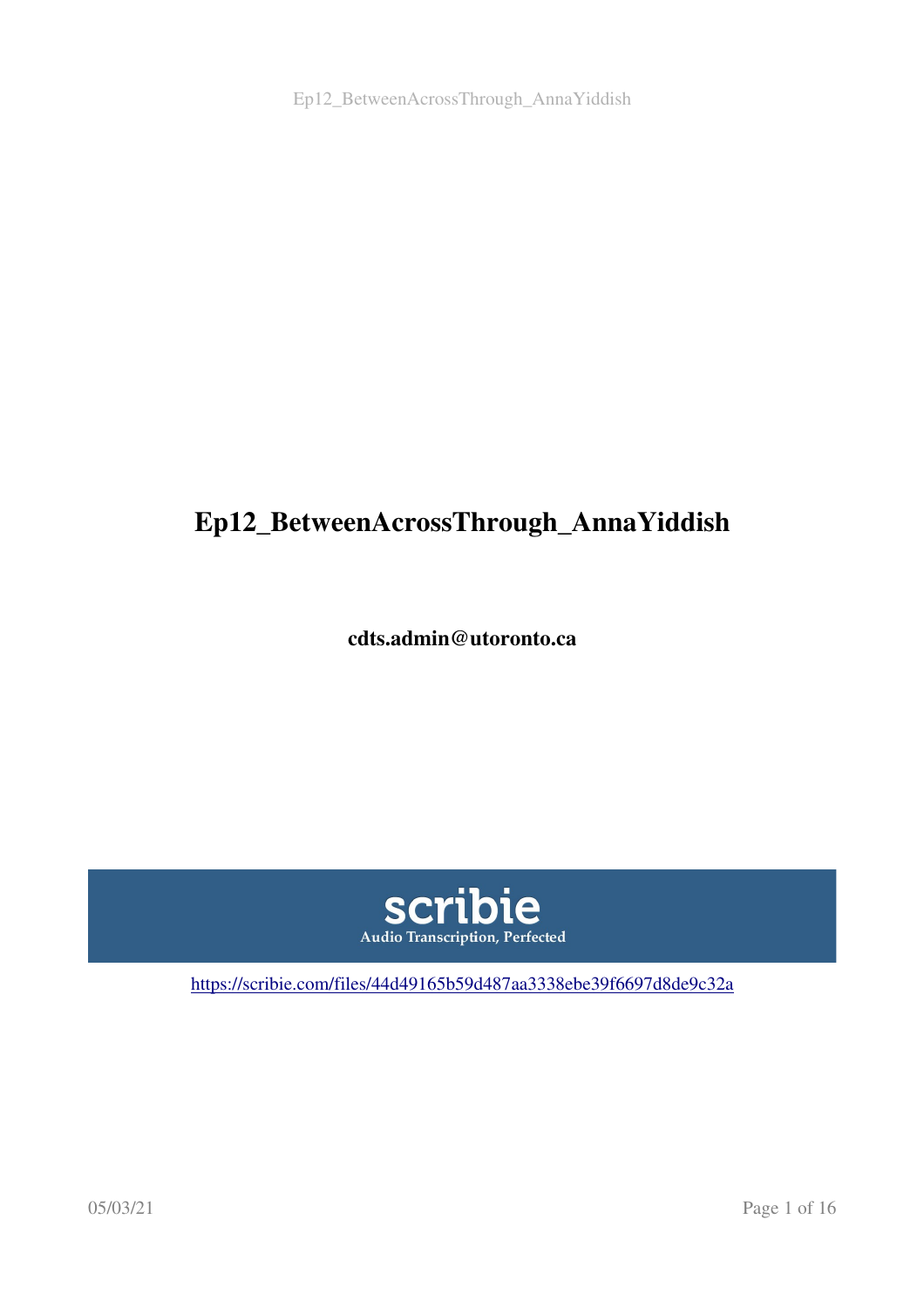# Ep12_BetweenAcrossThrough_AnnaYiddish

**cdts.admin@utoronto.ca**

scribie

Audio Transcription, Perfected

https://scribie.com/files/44d49165b59d487aa3338ebe39f6697d8de9c32a

05/03/21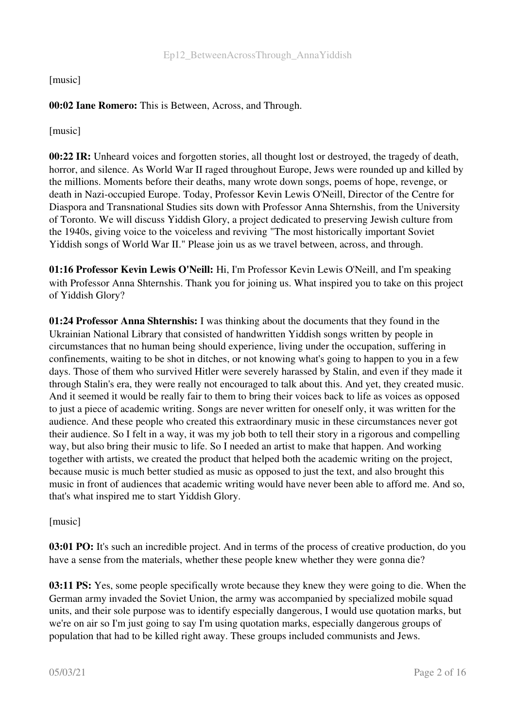[music]

**00:02 Iane Romero:** This is Between, Across, and Through.

[music]

**00:22 IR:** Unheard voices and forgotten stories, all thought lost or destroyed, the tragedy of death, horror, and silence. As World War II raged throughout Europe, Jews were rounded up and killed by the millions. Moments before their deaths, many wrote down songs, poems of hope, revenge, or death in Nazi-occupied Europe. Today, Professor Kevin Lewis O'Neill, Director of the Centre for Diaspora and Transnational Studies sits down with Professor Anna Shternshis, from the University of Toronto. We will discuss Yiddish Glory, a project dedicated to preserving Jewish culture from the 1940s, giving voice to the voiceless and reviving "The most historically important Soviet Yiddish songs of World War II." Please join us as we travel between, across, and through.

**01:16 Professor Kevin Lewis O'Neill:** Hi, I'm Professor Kevin Lewis O'Neill, and I'm speaking with Professor Anna Shternshis. Thank you for joining us. What inspired you to take on this project of Yiddish Glory?

**01:24 Professor Anna Shternshis:** I was thinking about the documents that they found in the Ukrainian National Library that consisted of handwritten Yiddish songs written by people in circumstances that no human being should experience, living under the occupation, suffering in confinements, waiting to be shot in ditches, or not knowing what's going to happen to you in a few days. Those of them who survived Hitler were severely harassed by Stalin, and even if they made it through Stalin's era, they were really not encouraged to talk about this. And yet, they created music. And it seemed it would be really fair to them to bring their voices back to life as voices as opposed to just a piece of academic writing. Songs are never written for oneself only, it was written for the audience. And these people who created this extraordinary music in these circumstances never got their audience. So I felt in a way, it was my job both to tell their story in a rigorous and compelling way, but also bring their music to life. So I needed an artist to make that happen. And working together with artists, we created the product that helped both the academic writing on the project, because music is much better studied as music as opposed to just the text, and also brought this music in front of audiences that academic writing would have never been able to afford me. And so, that's what inspired me to start Yiddish Glory.

[music]

**03:01 PO:** It's such an incredible project. And in terms of the process of creative production, do you have a sense from the materials, whether these people knew whether they were gonna die?

**03:11 PS:** Yes, some people specifically wrote because they knew they were going to die. When the German army invaded the Soviet Union, the army was accompanied by specialized mobile squad units, and their sole purpose was to identify especially dangerous, I would use quotation marks, but we're on air so I'm just going to say I'm using quotation marks, especially dangerous groups of population that had to be killed right away. These groups included communists and Jews.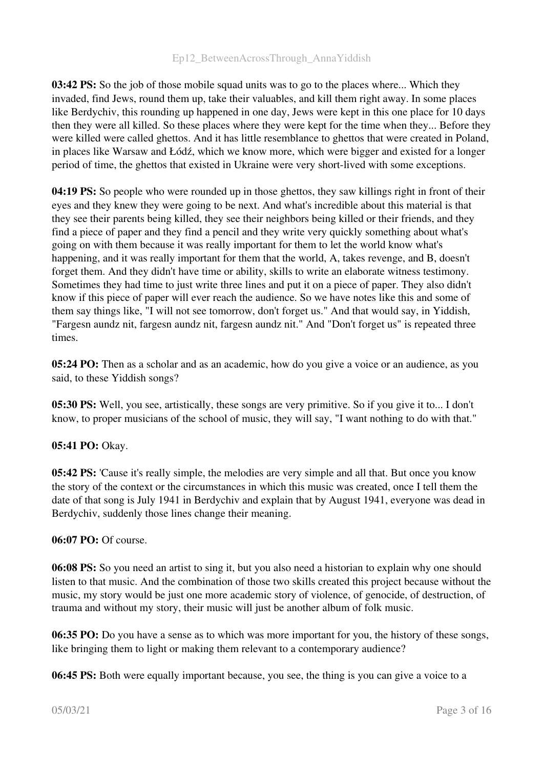**03:42 PS:** So the job of those mobile squad units was to go to the places where... Which they invaded, find Jews, round them up, take their valuables, and kill them right away. In some places like Berdychiv, this rounding up happened in one day, Jews were kept in this one place for 10 days then they were all killed. So these places where they were kept for the time when they... Before they were killed were called ghettos. And it has little resemblance to ghettos that were created in Poland, in places like Warsaw and Łódź, which we know more, which were bigger and existed for a longer period of time, the ghettos that existed in Ukraine were very short-lived with some exceptions.

**04:19 PS:** So people who were rounded up in those ghettos, they saw killings right in front of their eyes and they knew they were going to be next. And what's incredible about this material is that they see their parents being killed, they see their neighbors being killed or their friends, and they find a piece of paper and they find a pencil and they write very quickly something about what's going on with them because it was really important for them to let the world know what's happening, and it was really important for them that the world, A, takes revenge, and B, doesn't forget them. And they didn't have time or ability, skills to write an elaborate witness testimony. Sometimes they had time to just write three lines and put it on a piece of paper. They also didn't know if this piece of paper will ever reach the audience. So we have notes like this and some of them say things like, "I will not see tomorrow, don't forget us." And that would say, in Yiddish, "Fargesn aundz nit, fargesn aundz nit, fargesn aundz nit." And "Don't forget us" is repeated three times.

**05:24 PO:** Then as a scholar and as an academic, how do you give a voice or an audience, as you said, to these Yiddish songs?

**05:30 PS:** Well, you see, artistically, these songs are very primitive. So if you give it to... I don't know, to proper musicians of the school of music, they will say, "I want nothing to do with that."

**05:41 PO:** Okay.

**05:42 PS:** 'Cause it's really simple, the melodies are very simple and all that. But once you know the story of the context or the circumstances in which this music was created, once I tell them the date of that song is July 1941 in Berdychiv and explain that by August 1941, everyone was dead in Berdychiv, suddenly those lines change their meaning.

**06:07 PO:** Of course.

**06:08 PS:** So you need an artist to sing it, but you also need a historian to explain why one should listen to that music. And the combination of those two skills created this project because without the music, my story would be just one more academic story of violence, of genocide, of destruction, of trauma and without my story, their music will just be another album of folk music.

**06:35 PO:** Do you have a sense as to which was more important for you, the history of these songs, like bringing them to light or making them relevant to a contemporary audience?

**06:45 PS:** Both were equally important because, you see, the thing is you can give a voice to a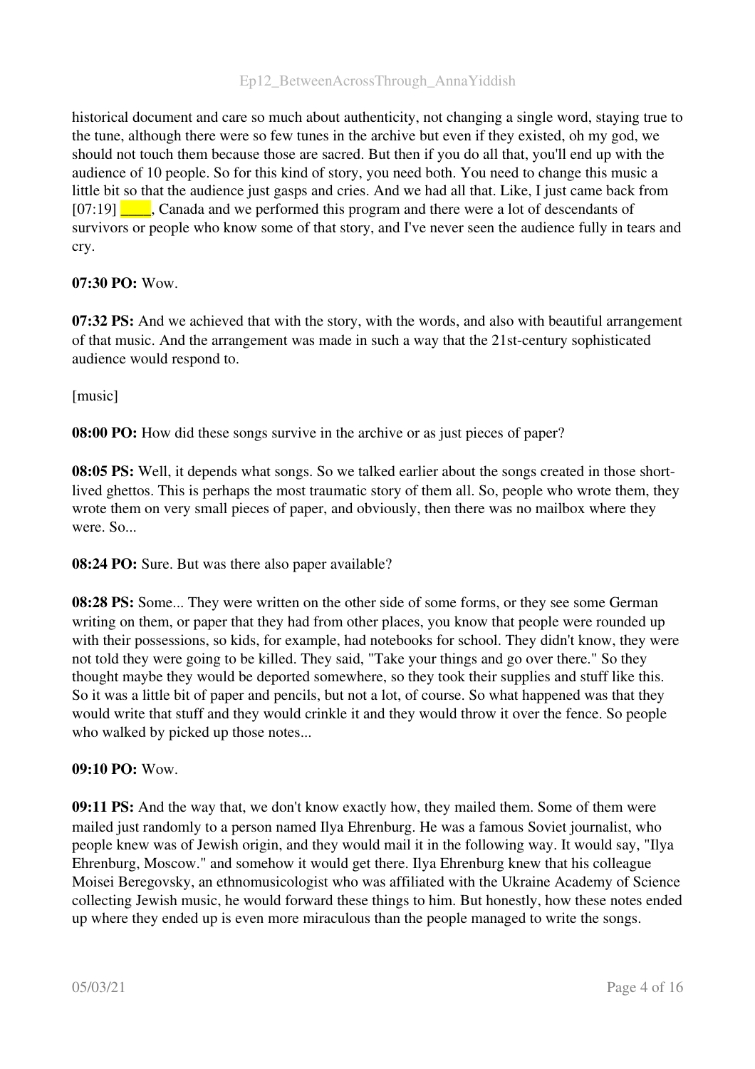historical document and care so much about authenticity, not changing a single word, staying true to the tune, although there were so few tunes in the archive but even if they existed, oh my god, we should not touch them because those are sacred. But then if you do all that, you'll end up with the audience of 10 people. So for this kind of story, you need both. You need to change this music a little bit so that the audience just gasps and cries. And we had all that. Like, I just came back from [07:19] ____, Canada and we performed this program and there were a lot of descendants of survivors or people who know some of that story, and I've never seen the audience fully in tears and cry.

**07:30 PO:** Wow.

**07:32 PS:** And we achieved that with the story, with the words, and also with beautiful arrangement of that music. And the arrangement was made in such a way that the 21st-century sophisticated audience would respond to.

[music]

**08:00 PO:** How did these songs survive in the archive or as just pieces of paper?

**08:05 PS:** Well, it depends what songs. So we talked earlier about the songs created in those short-lived ghettos. This is perhaps the most traumatic story of them all. So, people who wrote them, they wrote them on very small pieces of paper, and obviously, then there was no mailbox where they were. So...

**08:24 PO:** Sure. But was there also paper available?

**08:28 PS:** Some... They were written on the other side of some forms, or they see some German writing on them, or paper that they had from other places, you know that people were rounded up with their possessions, so kids, for example, had notebooks for school. They didn't know, they were not told they were going to be killed. They said, "Take your things and go over there." So they thought maybe they would be deported somewhere, so they took their supplies and stuff like this. So it was a little bit of paper and pencils, but not a lot, of course. So what happened was that they would write that stuff and they would crinkle it and they would throw it over the fence. So people who walked by picked up those notes...

**09:10 PO:** Wow.

**09:11 PS:** And the way that, we don't know exactly how, they mailed them. Some of them were mailed just randomly to a person named Ilya Ehrenburg. He was a famous Soviet journalist, who people knew was of Jewish origin, and they would mail it in the following way. It would say, "Ilya Ehrenburg, Moscow." and somehow it would get there. Ilya Ehrenburg knew that his colleague Moisei Beregovsky, an ethnomusicologist who was affiliated with the Ukraine Academy of Science collecting Jewish music, he would forward these things to him. But honestly, how these notes ended up where they ended up is even more miraculous than the people managed to write the songs.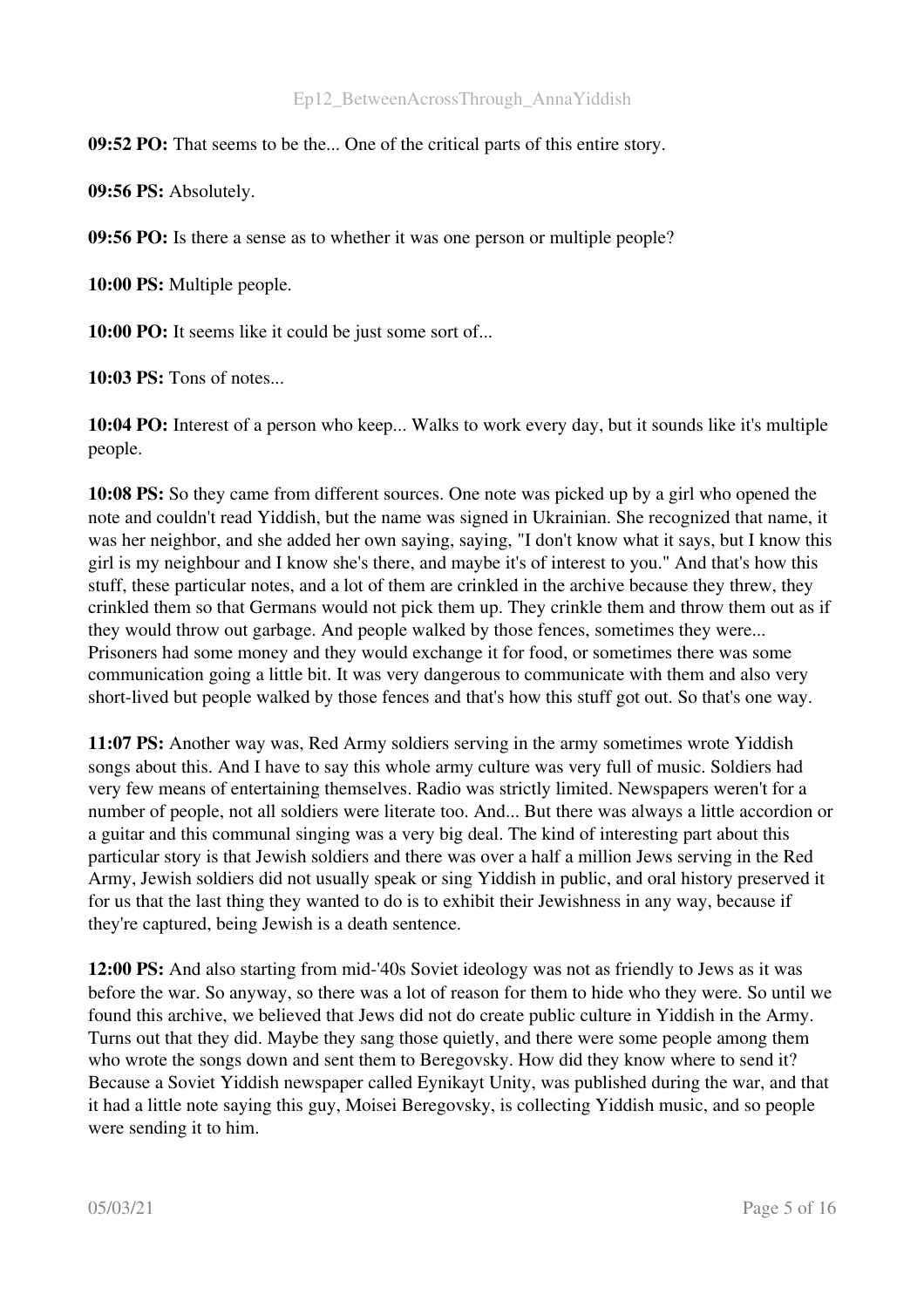**09:52 PO:** That seems to be the... One of the critical parts of this entire story.

**09:56 PS:** Absolutely.

**09:56 PO:** Is there a sense as to whether it was one person or multiple people?

**10:00 PS:** Multiple people.

**10:00 PO:** It seems like it could be just some sort of...

**10:03 PS:** Tons of notes...

**10:04 PO:** Interest of a person who keep... Walks to work every day, but it sounds like it's multiple people.

**10:08 PS:** So they came from different sources. One note was picked up by a girl who opened the note and couldn't read Yiddish, but the name was signed in Ukrainian. She recognized that name, it was her neighbor, and she added her own saying, saying, "I don't know what it says, but I know this girl is my neighbour and I know she's there, and maybe it's of interest to you." And that's how this stuff, these particular notes, and a lot of them are crinkled in the archive because they threw, they crinkled them so that Germans would not pick them up. They crinkle them and throw them out as if they would throw out garbage. And people walked by those fences, sometimes they were... Prisoners had some money and they would exchange it for food, or sometimes there was some communication going a little bit. It was very dangerous to communicate with them and also very short-lived but people walked by those fences and that's how this stuff got out. So that's one way.

**11:07 PS:** Another way was, Red Army soldiers serving in the army sometimes wrote Yiddish songs about this. And I have to say this whole army culture was very full of music. Soldiers had very few means of entertaining themselves. Radio was strictly limited. Newspapers weren't for a number of people, not all soldiers were literate too. And... But there was always a little accordion or a guitar and this communal singing was a very big deal. The kind of interesting part about this particular story is that Jewish soldiers and there was over a half a million Jews serving in the Red Army, Jewish soldiers did not usually speak or sing Yiddish in public, and oral history preserved it for us that the last thing they wanted to do is to exhibit their Jewishness in any way, because if they're captured, being Jewish is a death sentence.

**12:00 PS:** And also starting from mid-'40s Soviet ideology was not as friendly to Jews as it was before the war. So anyway, so there was a lot of reason for them to hide who they were. So until we found this archive, we believed that Jews did not do create public culture in Yiddish in the Army. Turns out that they did. Maybe they sang those quietly, and there were some people among them who wrote the songs down and sent them to Beregovsky. How did they know where to send it? Because a Soviet Yiddish newspaper called Eynikayt Unity, was published during the war, and that it had a little note saying this guy, Moisei Beregovsky, is collecting Yiddish music, and so people were sending it to him.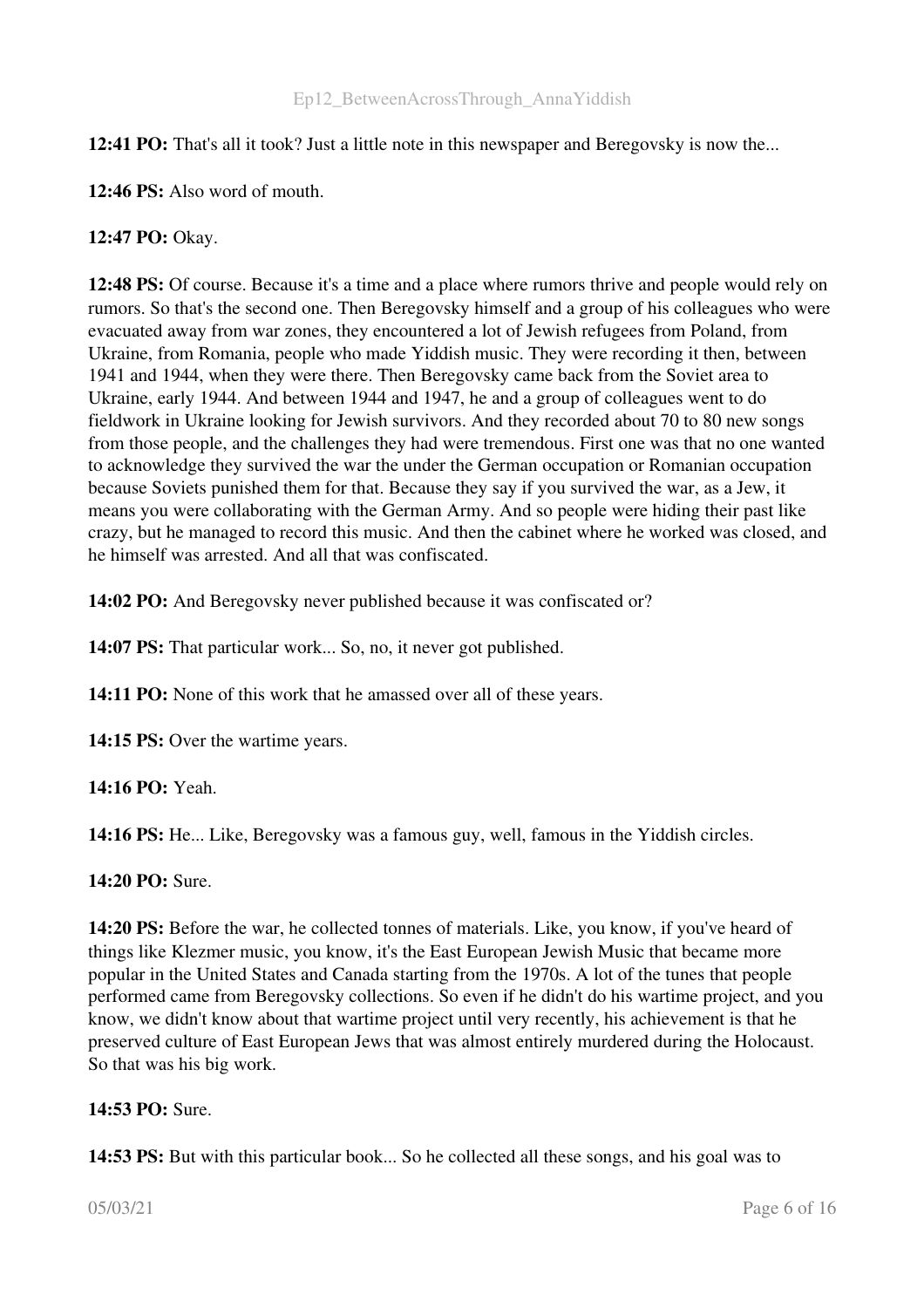**12:41 PO:** That's all it took? Just a little note in this newspaper and Beregovsky is now the...

**12:46 PS:** Also word of mouth.

**12:47 PO:** Okay.

**12:48 PS:** Of course. Because it's a time and a place where rumors thrive and people would rely on rumors. So that's the second one. Then Beregovsky himself and a group of his colleagues who were evacuated away from war zones, they encountered a lot of Jewish refugees from Poland, from Ukraine, from Romania, people who made Yiddish music. They were recording it then, between 1941 and 1944, when they were there. Then Beregovsky came back from the Soviet area to Ukraine, early 1944. And between 1944 and 1947, he and a group of colleagues went to do fieldwork in Ukraine looking for Jewish survivors. And they recorded about 70 to 80 new songs from those people, and the challenges they had were tremendous. First one was that no one wanted to acknowledge they survived the war the under the German occupation or Romanian occupation because Soviets punished them for that. Because they say if you survived the war, as a Jew, it means you were collaborating with the German Army. And so people were hiding their past like crazy, but he managed to record this music. And then the cabinet where he worked was closed, and he himself was arrested. And all that was confiscated.

**14:02 PO:** And Beregovsky never published because it was confiscated or?

**14:07 PS:** That particular work... So, no, it never got published.

**14:11 PO:** None of this work that he amassed over all of these years.

**14:15 PS:** Over the wartime years.

**14:16 PO:** Yeah.

**14:16 PS:** He... Like, Beregovsky was a famous guy, well, famous in the Yiddish circles.

**14:20 PO:** Sure.

**14:20 PS:** Before the war, he collected tonnes of materials. Like, you know, if you've heard of things like Klezmer music, you know, it's the East European Jewish Music that became more popular in the United States and Canada starting from the 1970s. A lot of the tunes that people performed came from Beregovsky collections. So even if he didn't do his wartime project, and you know, we didn't know about that wartime project until very recently, his achievement is that he preserved culture of East European Jews that was almost entirely murdered during the Holocaust. So that was his big work.

**14:53 PO:** Sure.

**14:53 PS:** But with this particular book... So he collected all these songs, and his goal was to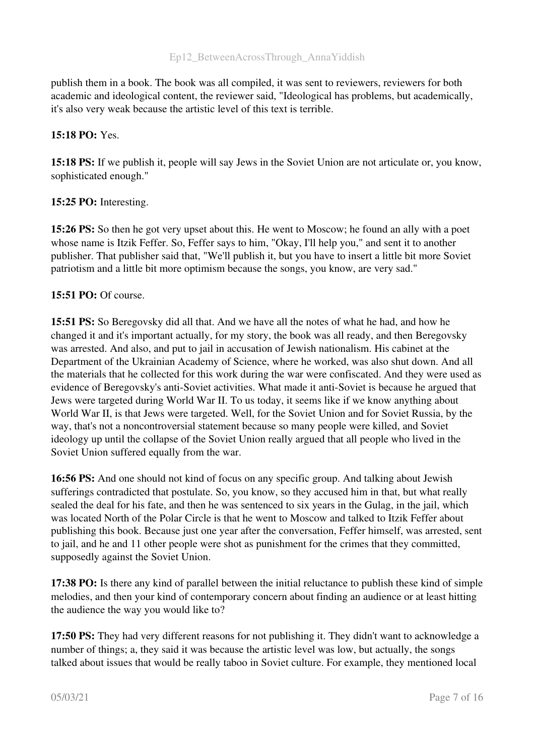publish them in a book. The book was all compiled, it was sent to reviewers, reviewers for both academic and ideological content, the reviewer said, "Ideological has problems, but academically, it's also very weak because the artistic level of this text is terrible.

**15:18 PO:** Yes.

**15:18 PS:** If we publish it, people will say Jews in the Soviet Union are not articulate or, you know, sophisticated enough."

**15:25 PO:** Interesting.

**15:26 PS:** So then he got very upset about this. He went to Moscow; he found an ally with a poet whose name is Itzik Feffer. So, Feffer says to him, "Okay, I'll help you," and sent it to another publisher. That publisher said that, "We'll publish it, but you have to insert a little bit more Soviet patriotism and a little bit more optimism because the songs, you know, are very sad."

**15:51 PO:** Of course.

**15:51 PS:** So Beregovsky did all that. And we have all the notes of what he had, and how he changed it and it's important actually, for my story, the book was all ready, and then Beregovsky was arrested. And also, and put to jail in accusation of Jewish nationalism. His cabinet at the Department of the Ukrainian Academy of Science, where he worked, was also shut down. And all the materials that he collected for this work during the war were confiscated. And they were used as evidence of Beregovsky's anti-Soviet activities. What made it anti-Soviet is because he argued that Jews were targeted during World War II. To us today, it seems like if we know anything about World War II, is that Jews were targeted. Well, for the Soviet Union and for Soviet Russia, by the way, that's not a noncontroversial statement because so many people were killed, and Soviet ideology up until the collapse of the Soviet Union really argued that all people who lived in the Soviet Union suffered equally from the war.

**16:56 PS:** And one should not kind of focus on any specific group. And talking about Jewish sufferings contradicted that postulate. So, you know, so they accused him in that, but what really sealed the deal for his fate, and then he was sentenced to six years in the Gulag, in the jail, which was located North of the Polar Circle is that he went to Moscow and talked to Itzik Feffer about publishing this book. Because just one year after the conversation, Feffer himself, was arrested, sent to jail, and he and 11 other people were shot as punishment for the crimes that they committed, supposedly against the Soviet Union.

**17:38 PO:** Is there any kind of parallel between the initial reluctance to publish these kind of simple melodies, and then your kind of contemporary concern about finding an audience or at least hitting the audience the way you would like to?

**17:50 PS:** They had very different reasons for not publishing it. They didn't want to acknowledge a number of things; a, they said it was because the artistic level was low, but actually, the songs talked about issues that would be really taboo in Soviet culture. For example, they mentioned local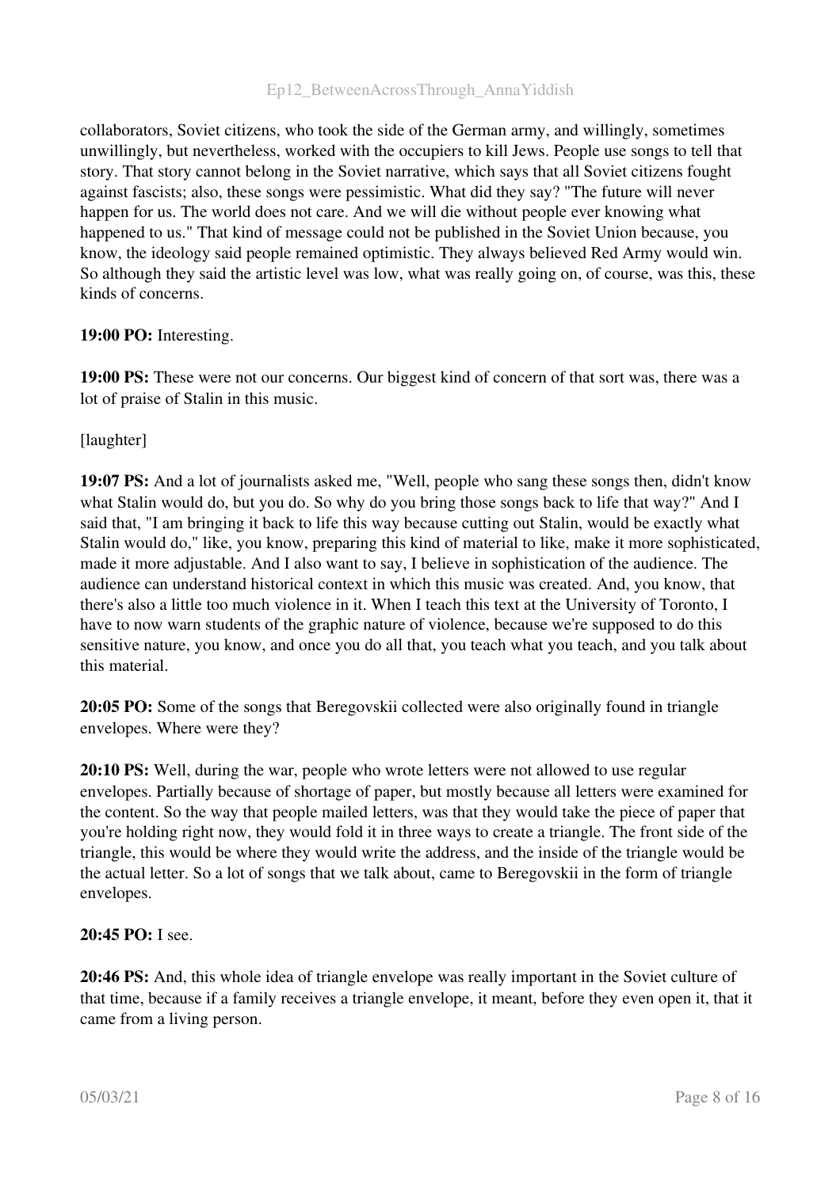collaborators, Soviet citizens, who took the side of the German army, and willingly, sometimes unwillingly, but nevertheless, worked with the occupiers to kill Jews. People use songs to tell that story. That story cannot belong in the Soviet narrative, which says that all Soviet citizens fought against fascists; also, these songs were pessimistic. What did they say? "The future will never happen for us. The world does not care. And we will die without people ever knowing what happened to us." That kind of message could not be published in the Soviet Union because, you know, the ideology said people remained optimistic. They always believed Red Army would win. So although they said the artistic level was low, what was really going on, of course, was this, these kinds of concerns.

**19:00 PO:** Interesting.

**19:00 PS:** These were not our concerns. Our biggest kind of concern of that sort was, there was a lot of praise of Stalin in this music.

[laughter]

**19:07 PS:** And a lot of journalists asked me, "Well, people who sang these songs then, didn't know what Stalin would do, but you do. So why do you bring those songs back to life that way?" And I said that, "I am bringing it back to life this way because cutting out Stalin, would be exactly what Stalin would do," like, you know, preparing this kind of material to like, make it more sophisticated, made it more adjustable. And I also want to say, I believe in sophistication of the audience. The audience can understand historical context in which this music was created. And, you know, that there's also a little too much violence in it. When I teach this text at the University of Toronto, I have to now warn students of the graphic nature of violence, because we're supposed to do this sensitive nature, you know, and once you do all that, you teach what you teach, and you talk about this material.

**20:05 PO:** Some of the songs that Beregovskii collected were also originally found in triangle envelopes. Where were they?

**20:10 PS:** Well, during the war, people who wrote letters were not allowed to use regular envelopes. Partially because of shortage of paper, but mostly because all letters were examined for the content. So the way that people mailed letters, was that they would take the piece of paper that you're holding right now, they would fold it in three ways to create a triangle. The front side of the triangle, this would be where they would write the address, and the inside of the triangle would be the actual letter. So a lot of songs that we talk about, came to Beregovskii in the form of triangle envelopes.

**20:45 PO:** I see.

**20:46 PS:** And, this whole idea of triangle envelope was really important in the Soviet culture of that time, because if a family receives a triangle envelope, it meant, before they even open it, that it came from a living person.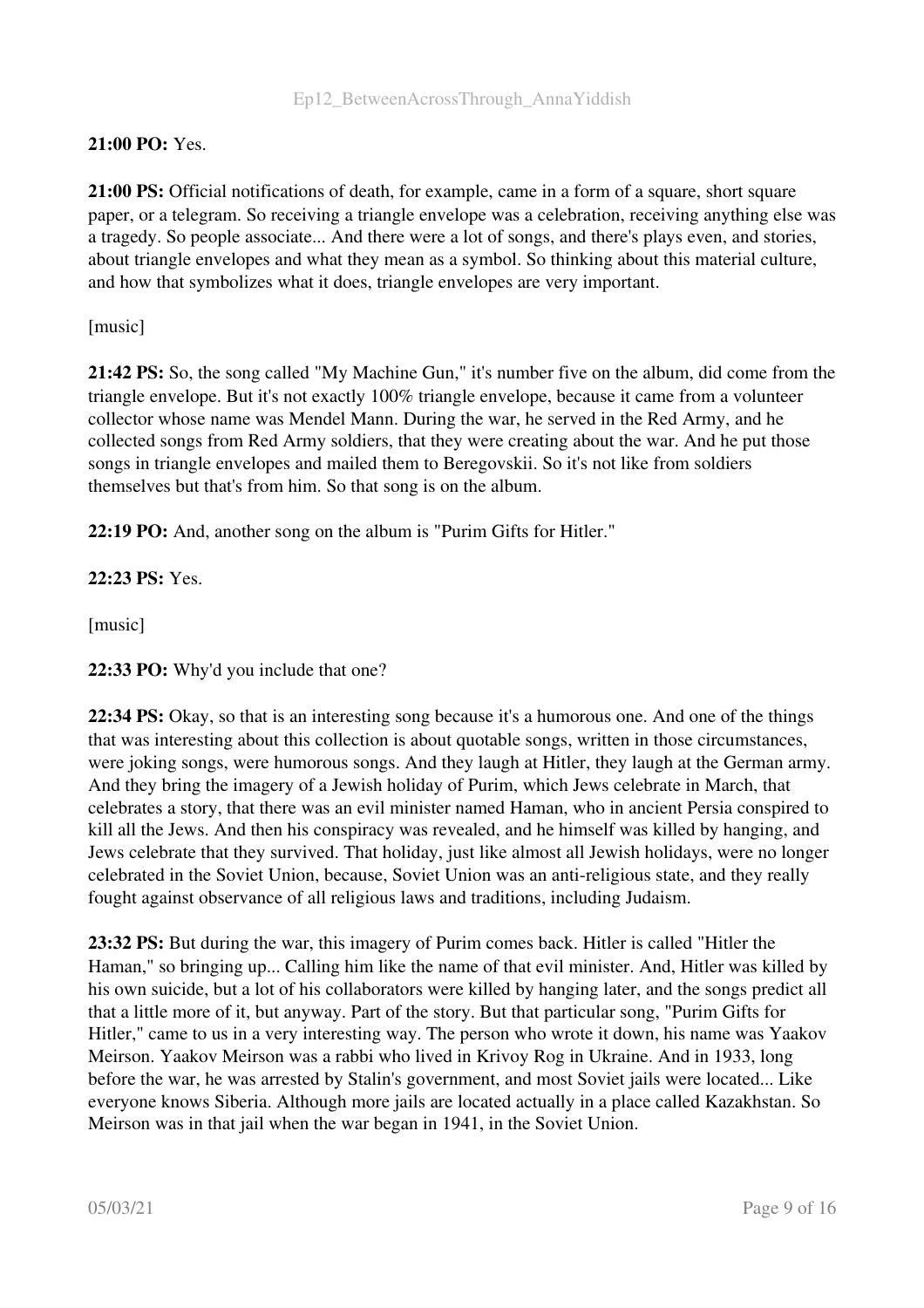**21:00 PO:** Yes.

**21:00 PS:** Official notifications of death, for example, came in a form of a square, short square paper, or a telegram. So receiving a triangle envelope was a celebration, receiving anything else was a tragedy. So people associate... And there were a lot of songs, and there's plays even, and stories, about triangle envelopes and what they mean as a symbol. So thinking about this material culture, and how that symbolizes what it does, triangle envelopes are very important.

[music]

**21:42 PS:** So, the song called "My Machine Gun," it's number five on the album, did come from the triangle envelope. But it's not exactly 100% triangle envelope, because it came from a volunteer collector whose name was Mendel Mann. During the war, he served in the Red Army, and he collected songs from Red Army soldiers, that they were creating about the war. And he put those songs in triangle envelopes and mailed them to Beregovskii. So it's not like from soldiers themselves but that's from him. So that song is on the album.

**22:19 PO:** And, another song on the album is "Purim Gifts for Hitler."

**22:23 PS:** Yes.

[music]

**22:33 PO:** Why'd you include that one?

**22:34 PS:** Okay, so that is an interesting song because it's a humorous one. And one of the things that was interesting about this collection is about quotable songs, written in those circumstances, were joking songs, were humorous songs. And they laugh at Hitler, they laugh at the German army. And they bring the imagery of a Jewish holiday of Purim, which Jews celebrate in March, that celebrates a story, that there was an evil minister named Haman, who in ancient Persia conspired to kill all the Jews. And then his conspiracy was revealed, and he himself was killed by hanging, and Jews celebrate that they survived. That holiday, just like almost all Jewish holidays, were no longer celebrated in the Soviet Union, because, Soviet Union was an anti-religious state, and they really fought against observance of all religious laws and traditions, including Judaism.

**23:32 PS:** But during the war, this imagery of Purim comes back. Hitler is called "Hitler the Haman," so bringing up... Calling him like the name of that evil minister. And, Hitler was killed by his own suicide, but a lot of his collaborators were killed by hanging later, and the songs predict all that a little more of it, but anyway. Part of the story. But that particular song, "Purim Gifts for Hitler," came to us in a very interesting way. The person who wrote it down, his name was Yaakov Meirson. Yaakov Meirson was a rabbi who lived in Krivoy Rog in Ukraine. And in 1933, long before the war, he was arrested by Stalin's government, and most Soviet jails were located... Like everyone knows Siberia. Although more jails are located actually in a place called Kazakhstan. So Meirson was in that jail when the war began in 1941, in the Soviet Union.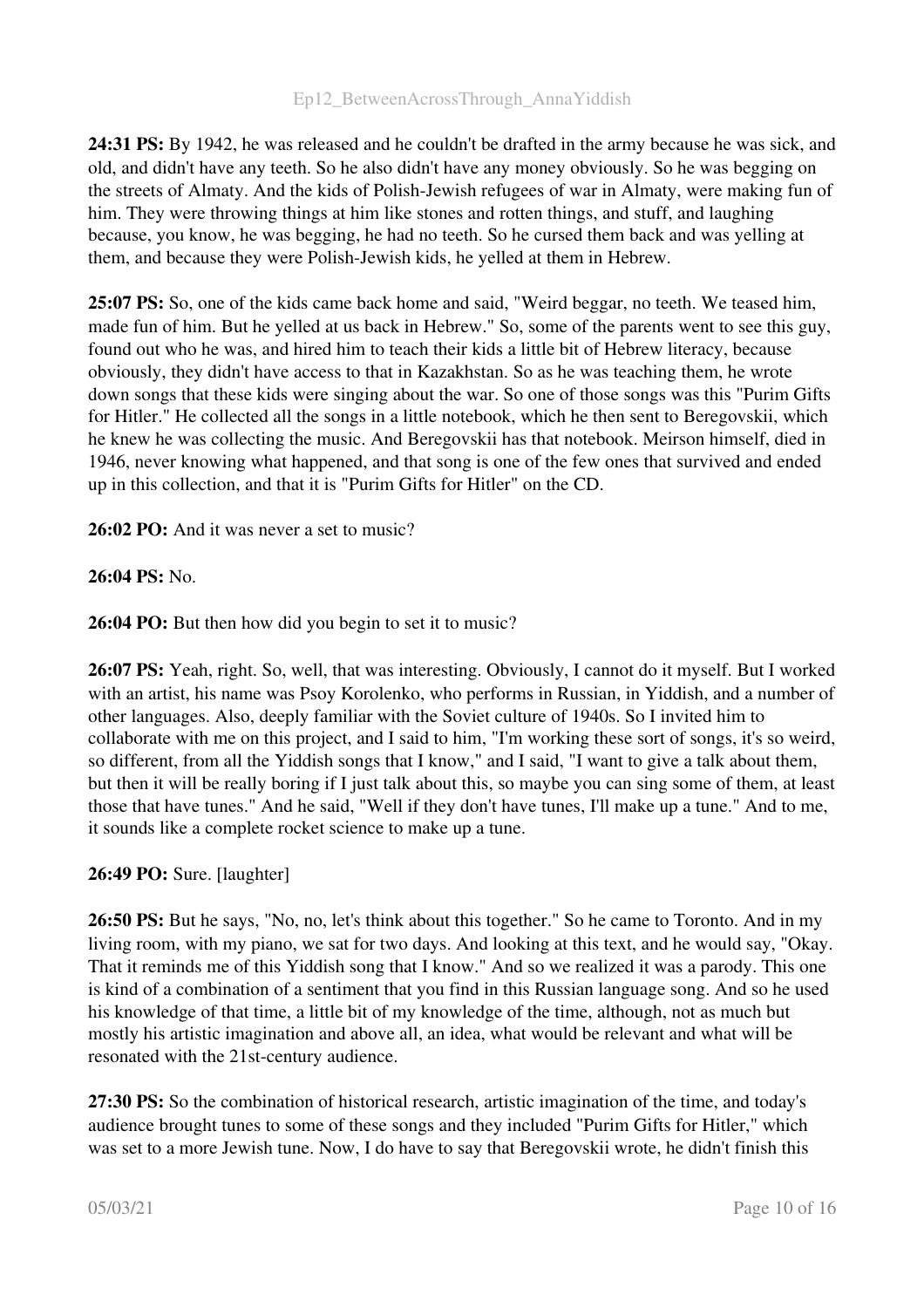**24:31 PS:** By 1942, he was released and he couldn't be drafted in the army because he was sick, and old, and didn't have any teeth. So he also didn't have any money obviously. So he was begging on the streets of Almaty. And the kids of Polish-Jewish refugees of war in Almaty, were making fun of him. They were throwing things at him like stones and rotten things, and stuff, and laughing because, you know, he was begging, he had no teeth. So he cursed them back and was yelling at them, and because they were Polish-Jewish kids, he yelled at them in Hebrew.

**25:07 PS:** So, one of the kids came back home and said, "Weird beggar, no teeth. We teased him, made fun of him. But he yelled at us back in Hebrew." So, some of the parents went to see this guy, found out who he was, and hired him to teach their kids a little bit of Hebrew literacy, because obviously, they didn't have access to that in Kazakhstan. So as he was teaching them, he wrote down songs that these kids were singing about the war. So one of those songs was this "Purim Gifts for Hitler." He collected all the songs in a little notebook, which he then sent to Beregovskii, which he knew he was collecting the music. And Beregovskii has that notebook. Meirson himself, died in 1946, never knowing what happened, and that song is one of the few ones that survived and ended up in this collection, and that it is "Purim Gifts for Hitler" on the CD.

**26:02 PO:** And it was never a set to music?

**26:04 PS:** No.

**26:04 PO:** But then how did you begin to set it to music?

**26:07 PS:** Yeah, right. So, well, that was interesting. Obviously, I cannot do it myself. But I worked with an artist, his name was Psoy Korolenko, who performs in Russian, in Yiddish, and a number of other languages. Also, deeply familiar with the Soviet culture of 1940s. So I invited him to collaborate with me on this project, and I said to him, "I'm working these sort of songs, it's so weird, so different, from all the Yiddish songs that I know," and I said, "I want to give a talk about them, but then it will be really boring if I just talk about this, so maybe you can sing some of them, at least those that have tunes." And he said, "Well if they don't have tunes, I'll make up a tune." And to me, it sounds like a complete rocket science to make up a tune.

**26:49 PO:** Sure. [laughter]

**26:50 PS:** But he says, "No, no, let's think about this together." So he came to Toronto. And in my living room, with my piano, we sat for two days. And looking at this text, and he would say, "Okay. That it reminds me of this Yiddish song that I know." And so we realized it was a parody. This one is kind of a combination of a sentiment that you find in this Russian language song. And so he used his knowledge of that time, a little bit of my knowledge of the time, although, not as much but mostly his artistic imagination and above all, an idea, what would be relevant and what will be resonated with the 21st-century audience.

**27:30 PS:** So the combination of historical research, artistic imagination of the time, and today's audience brought tunes to some of these songs and they included "Purim Gifts for Hitler," which was set to a more Jewish tune. Now, I do have to say that Beregovskii wrote, he didn't finish this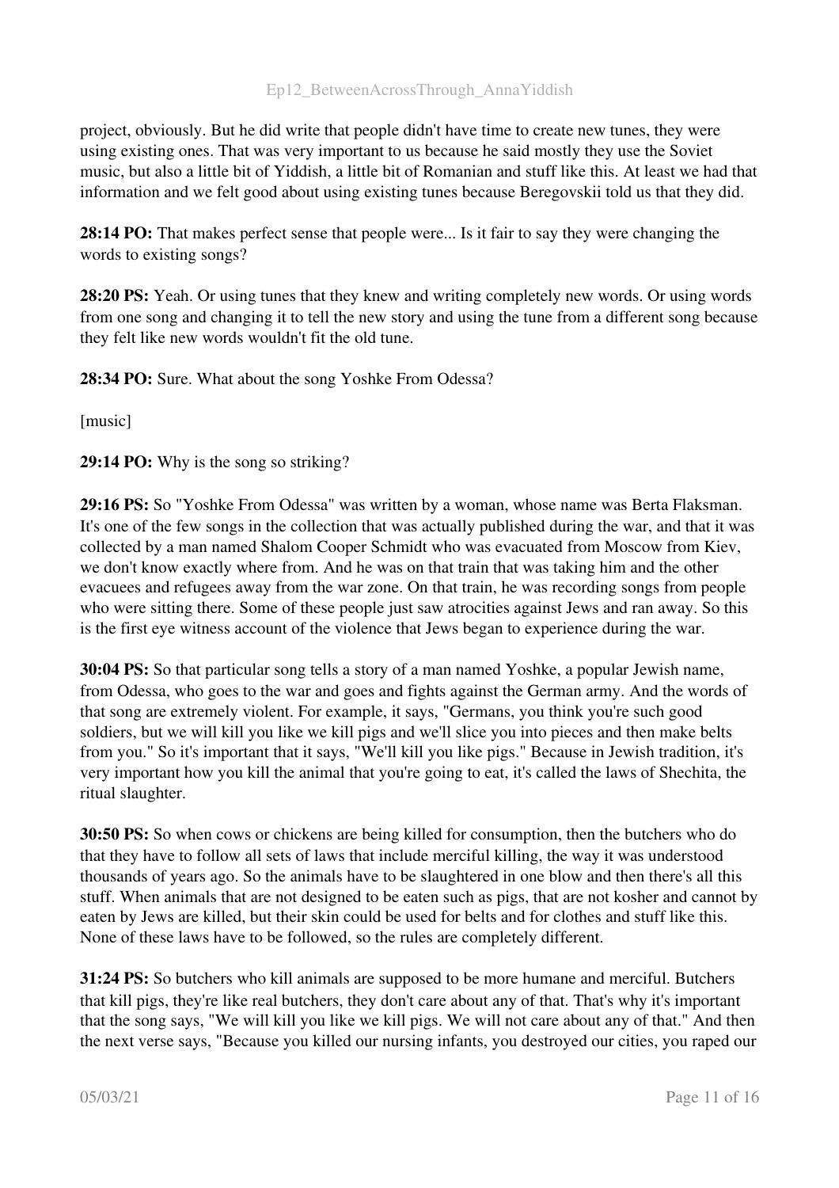project, obviously. But he did write that people didn't have time to create new tunes, they were using existing ones. That was very important to us because he said mostly they use the Soviet music, but also a little bit of Yiddish, a little bit of Romanian and stuff like this. At least we had that information and we felt good about using existing tunes because Beregovskii told us that they did.

**28:14 PO:** That makes perfect sense that people were... Is it fair to say they were changing the words to existing songs?

**28:20 PS:** Yeah. Or using tunes that they knew and writing completely new words. Or using words from one song and changing it to tell the new story and using the tune from a different song because they felt like new words wouldn't fit the old tune.

**28:34 PO:** Sure. What about the song Yoshke From Odessa?

[music]

**29:14 PO:** Why is the song so striking?

**29:16 PS:** So "Yoshke From Odessa" was written by a woman, whose name was Berta Flaksman. It's one of the few songs in the collection that was actually published during the war, and that it was collected by a man named Shalom Cooper Schmidt who was evacuated from Moscow from Kiev, we don't know exactly where from. And he was on that train that was taking him and the other evacuees and refugees away from the war zone. On that train, he was recording songs from people who were sitting there. Some of these people just saw atrocities against Jews and ran away. So this is the first eye witness account of the violence that Jews began to experience during the war.

**30:04 PS:** So that particular song tells a story of a man named Yoshke, a popular Jewish name, from Odessa, who goes to the war and goes and fights against the German army. And the words of that song are extremely violent. For example, it says, "Germans, you think you're such good soldiers, but we will kill you like we kill pigs and we'll slice you into pieces and then make belts from you." So it's important that it says, "We'll kill you like pigs." Because in Jewish tradition, it's very important how you kill the animal that you're going to eat, it's called the laws of Shechita, the ritual slaughter.

**30:50 PS:** So when cows or chickens are being killed for consumption, then the butchers who do that they have to follow all sets of laws that include merciful killing, the way it was understood thousands of years ago. So the animals have to be slaughtered in one blow and then there's all this stuff. When animals that are not designed to be eaten such as pigs, that are not kosher and cannot by eaten by Jews are killed, but their skin could be used for belts and for clothes and stuff like this. None of these laws have to be followed, so the rules are completely different.

**31:24 PS:** So butchers who kill animals are supposed to be more humane and merciful. Butchers that kill pigs, they're like real butchers, they don't care about any of that. That's why it's important that the song says, "We will kill you like we kill pigs. We will not care about any of that." And then the next verse says, "Because you killed our nursing infants, you destroyed our cities, you raped our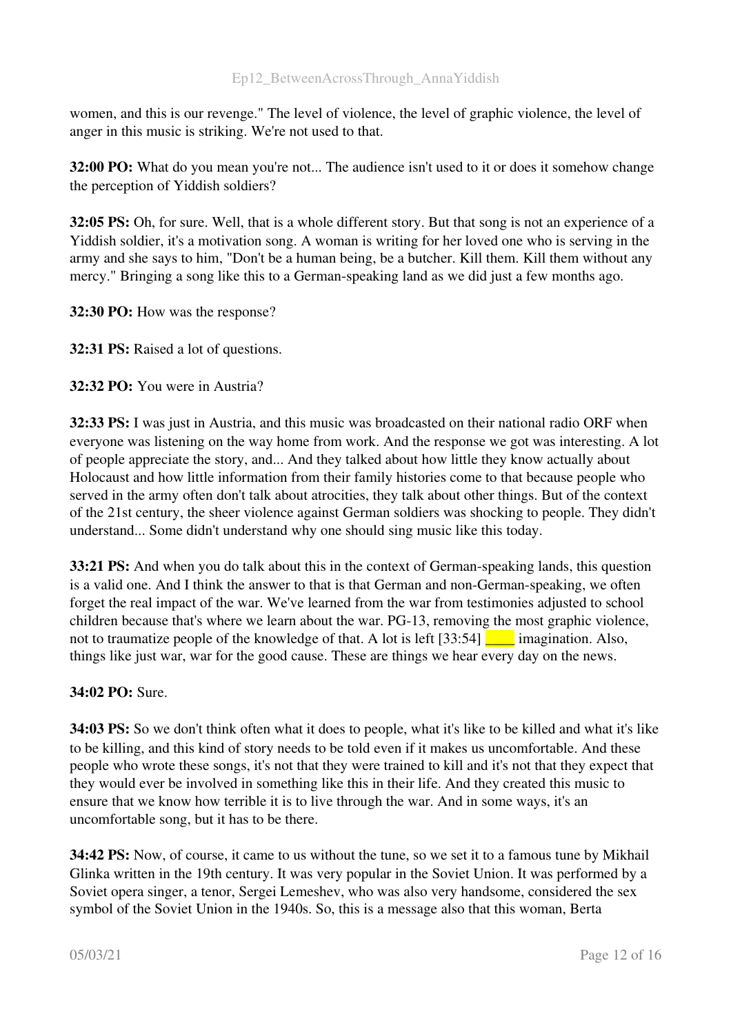women, and this is our revenge." The level of violence, the level of graphic violence, the level of anger in this music is striking. We're not used to that.

**32:00 PO:** What do you mean you're not... The audience isn't used to it or does it somehow change the perception of Yiddish soldiers?

**32:05 PS:** Oh, for sure. Well, that is a whole different story. But that song is not an experience of a Yiddish soldier, it's a motivation song. A woman is writing for her loved one who is serving in the army and she says to him, "Don't be a human being, be a butcher. Kill them. Kill them without any mercy." Bringing a song like this to a German-speaking land as we did just a few months ago.

**32:30 PO:** How was the response?

**32:31 PS:** Raised a lot of questions.

**32:32 PO:** You were in Austria?

**32:33 PS:** I was just in Austria, and this music was broadcasted on their national radio ORF when everyone was listening on the way home from work. And the response we got was interesting. A lot of people appreciate the story, and... And they talked about how little they know actually about Holocaust and how little information from their family histories come to that because people who served in the army often don't talk about atrocities, they talk about other things. But of the context of the 21st century, the sheer violence against German soldiers was shocking to people. They didn't understand... Some didn't understand why one should sing music like this today.

**33:21 PS:** And when you do talk about this in the context of German-speaking lands, this question is a valid one. And I think the answer to that is that German and non-German-speaking, we often forget the real impact of the war. We've learned from the war from testimonies adjusted to school children because that's where we learn about the war. PG-13, removing the most graphic violence, not to traumatize people of the knowledge of that. A lot is left [33:54] ____ imagination. Also, things like just war, war for the good cause. These are things we hear every day on the news.

**34:02 PO:** Sure.

**34:03 PS:** So we don't think often what it does to people, what it's like to be killed and what it's like to be killing, and this kind of story needs to be told even if it makes us uncomfortable. And these people who wrote these songs, it's not that they were trained to kill and it's not that they expect that they would ever be involved in something like this in their life. And they created this music to ensure that we know how terrible it is to live through the war. And in some ways, it's an uncomfortable song, but it has to be there.

**34:42 PS:** Now, of course, it came to us without the tune, so we set it to a famous tune by Mikhail Glinka written in the 19th century. It was very popular in the Soviet Union. It was performed by a Soviet opera singer, a tenor, Sergei Lemeshev, who was also very handsome, considered the sex symbol of the Soviet Union in the 1940s. So, this is a message also that this woman, Berta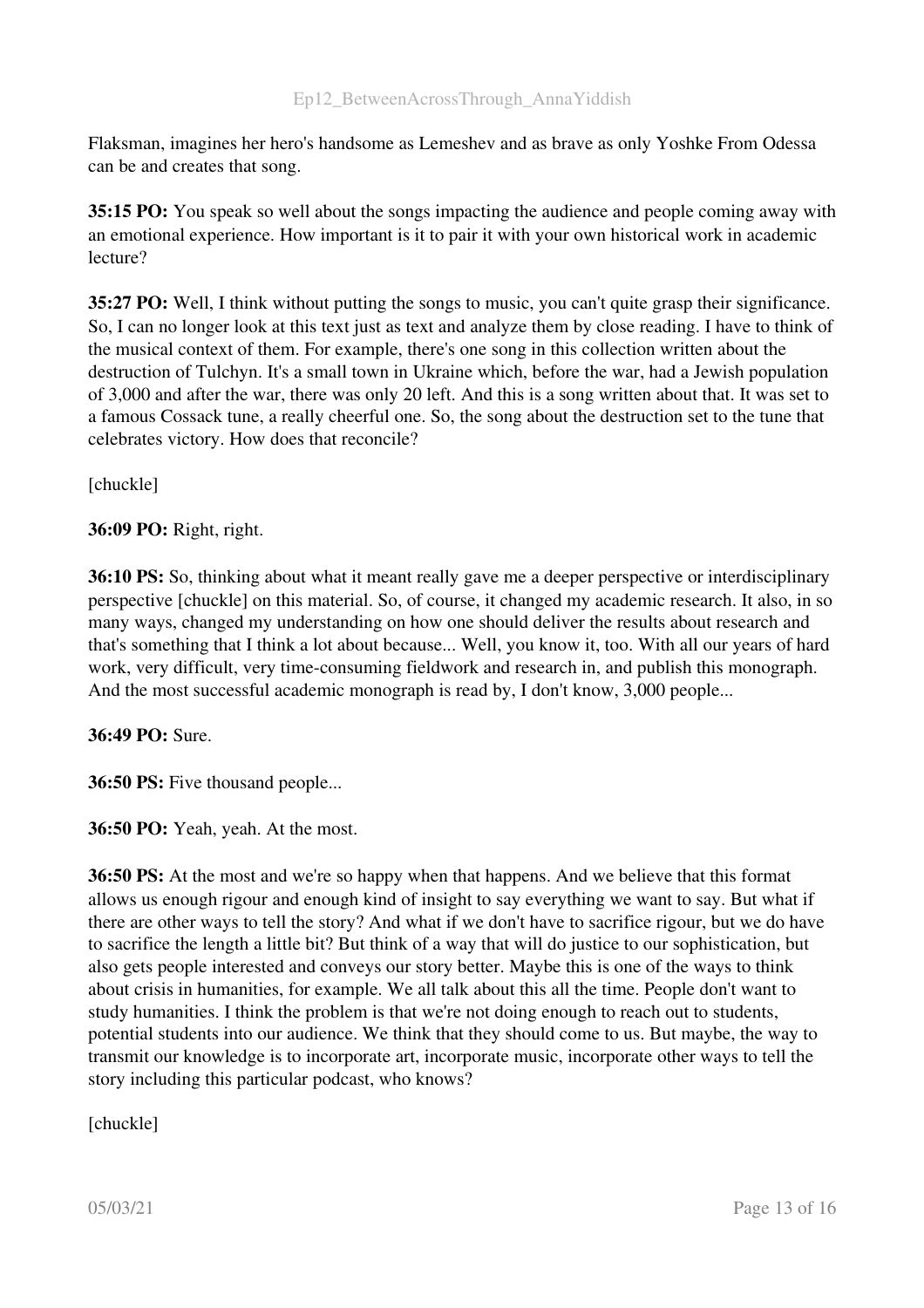Flaksman, imagines her hero's handsome as Lemeshev and as brave as only Yoshke From Odessa can be and creates that song.

**35:15 PO:** You speak so well about the songs impacting the audience and people coming away with an emotional experience. How important is it to pair it with your own historical work in academic lecture?

**35:27 PO:** Well, I think without putting the songs to music, you can't quite grasp their significance. So, I can no longer look at this text just as text and analyze them by close reading. I have to think of the musical context of them. For example, there's one song in this collection written about the destruction of Tulchyn. It's a small town in Ukraine which, before the war, had a Jewish population of 3,000 and after the war, there was only 20 left. And this is a song written about that. It was set to a famous Cossack tune, a really cheerful one. So, the song about the destruction set to the tune that celebrates victory. How does that reconcile?

[chuckle]

**36:09 PO:** Right, right.

**36:10 PS:** So, thinking about what it meant really gave me a deeper perspective or interdisciplinary perspective [chuckle] on this material. So, of course, it changed my academic research. It also, in so many ways, changed my understanding on how one should deliver the results about research and that's something that I think a lot about because... Well, you know it, too. With all our years of hard work, very difficult, very time-consuming fieldwork and research in, and publish this monograph. And the most successful academic monograph is read by, I don't know, 3,000 people...

**36:49 PO:** Sure.

**36:50 PS:** Five thousand people...

**36:50 PO:** Yeah, yeah. At the most.

**36:50 PS:** At the most and we're so happy when that happens. And we believe that this format allows us enough rigour and enough kind of insight to say everything we want to say. But what if there are other ways to tell the story? And what if we don't have to sacrifice rigour, but we do have to sacrifice the length a little bit? But think of a way that will do justice to our sophistication, but also gets people interested and conveys our story better. Maybe this is one of the ways to think about crisis in humanities, for example. We all talk about this all the time. People don't want to study humanities. I think the problem is that we're not doing enough to reach out to students, potential students into our audience. We think that they should come to us. But maybe, the way to transmit our knowledge is to incorporate art, incorporate music, incorporate other ways to tell the story including this particular podcast, who knows?

[chuckle]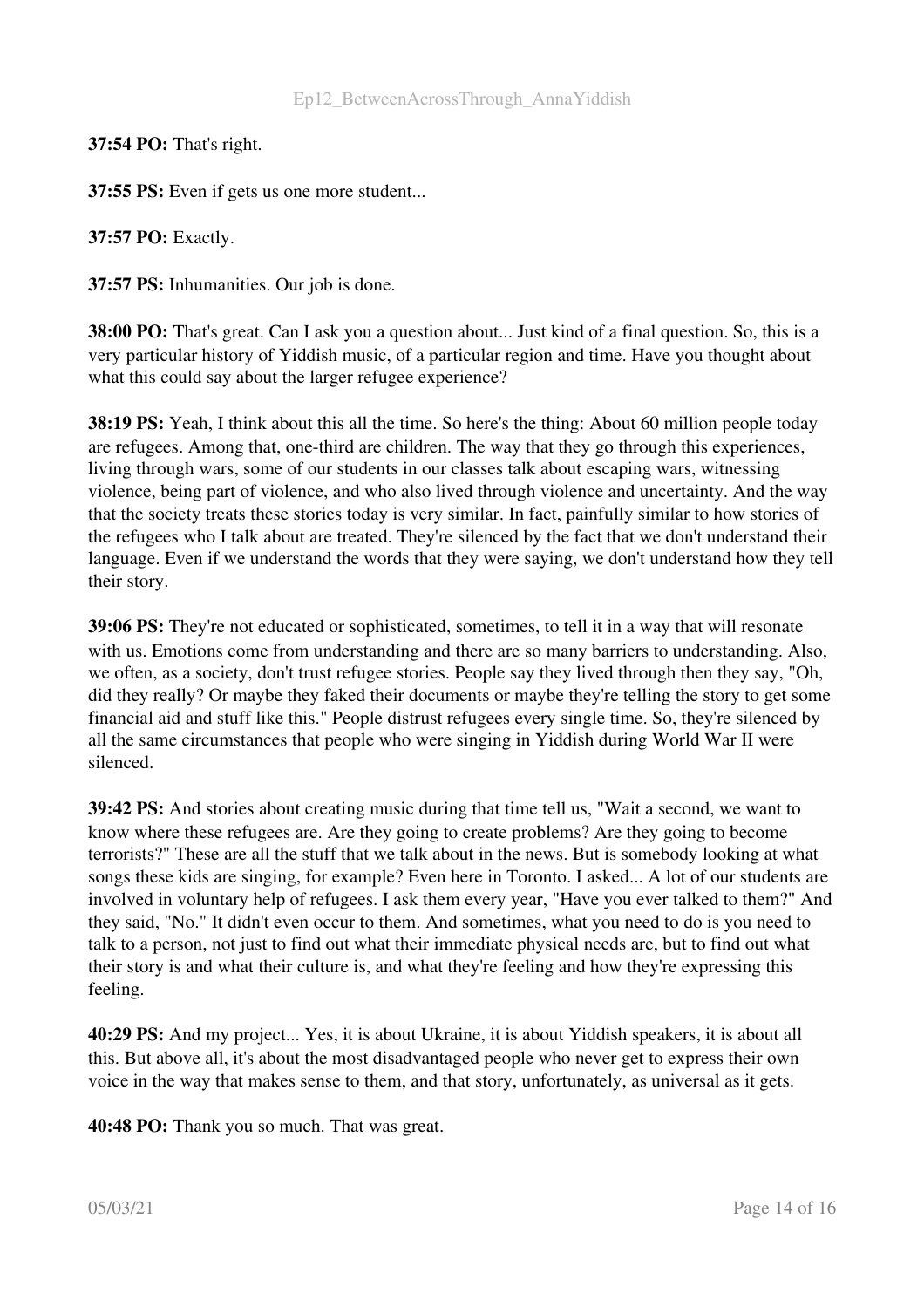**37:54 PO:** That's right.

**37:55 PS:** Even if gets us one more student...

**37:57 PO:** Exactly.

**37:57 PS:** Inhumanities. Our job is done.

**38:00 PO:** That's great. Can I ask you a question about... Just kind of a final question. So, this is a very particular history of Yiddish music, of a particular region and time. Have you thought about what this could say about the larger refugee experience?

**38:19 PS:** Yeah, I think about this all the time. So here's the thing: About 60 million people today are refugees. Among that, one-third are children. The way that they go through this experiences, living through wars, some of our students in our classes talk about escaping wars, witnessing violence, being part of violence, and who also lived through violence and uncertainty. And the way that the society treats these stories today is very similar. In fact, painfully similar to how stories of the refugees who I talk about are treated. They're silenced by the fact that we don't understand their language. Even if we understand the words that they were saying, we don't understand how they tell their story.

**39:06 PS:** They're not educated or sophisticated, sometimes, to tell it in a way that will resonate with us. Emotions come from understanding and there are so many barriers to understanding. Also, we often, as a society, don't trust refugee stories. People say they lived through then they say, "Oh, did they really? Or maybe they faked their documents or maybe they're telling the story to get some financial aid and stuff like this." People distrust refugees every single time. So, they're silenced by all the same circumstances that people who were singing in Yiddish during World War II were silenced.

**39:42 PS:** And stories about creating music during that time tell us, "Wait a second, we want to know where these refugees are. Are they going to create problems? Are they going to become terrorists?" These are all the stuff that we talk about in the news. But is somebody looking at what songs these kids are singing, for example? Even here in Toronto. I asked... A lot of our students are involved in voluntary help of refugees. I ask them every year, "Have you ever talked to them?" And they said, "No." It didn't even occur to them. And sometimes, what you need to do is you need to talk to a person, not just to find out what their immediate physical needs are, but to find out what their story is and what their culture is, and what they're feeling and how they're expressing this feeling.

**40:29 PS:** And my project... Yes, it is about Ukraine, it is about Yiddish speakers, it is about all this. But above all, it's about the most disadvantaged people who never get to express their own voice in the way that makes sense to them, and that story, unfortunately, as universal as it gets.

**40:48 PO:** Thank you so much. That was great.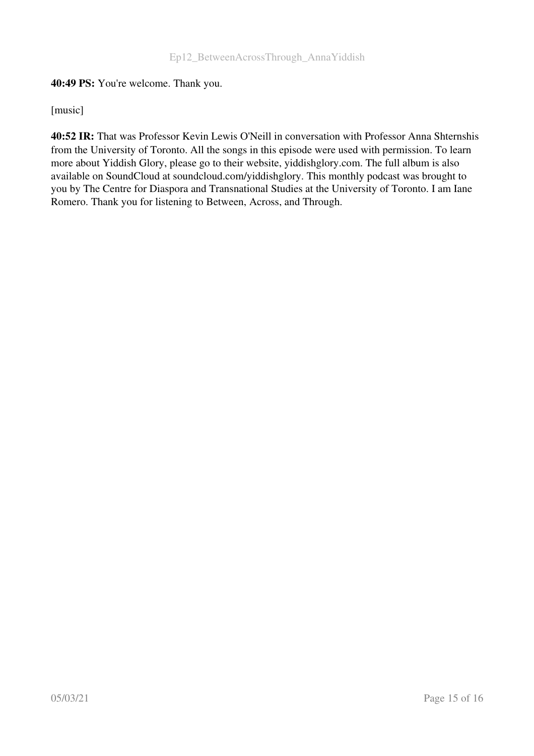**40:49 PS:** You're welcome. Thank you.

[music]

**40:52 IR:** That was Professor Kevin Lewis O'Neill in conversation with Professor Anna Shternshis from the University of Toronto. All the songs in this episode were used with permission. To learn more about Yiddish Glory, please go to their website, yiddishglory.com. The full album is also available on SoundCloud at soundcloud.com/yiddishglory. This monthly podcast was brought to you by The Centre for Diaspora and Transnational Studies at the University of Toronto. I am Iane Romero. Thank you for listening to Between, Across, and Through.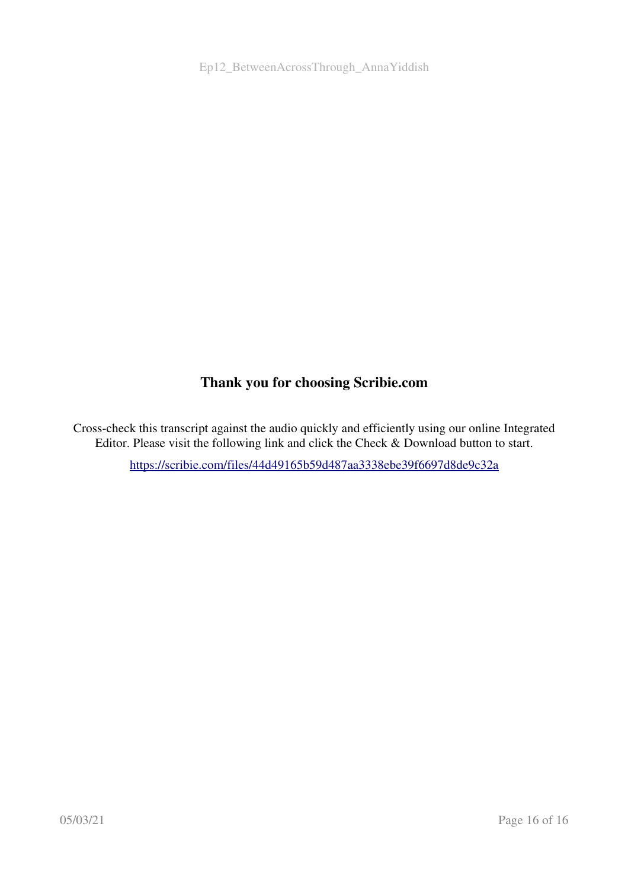**Thank you for choosing Scribie.com**

Cross-check this transcript against the audio quickly and efficiently using our online Integrated Editor. Please visit the following link and click the Check & Download button to start.

https://scribie.com/files/44d49165b59d487aa3338ebe39f6697d8de9c32a